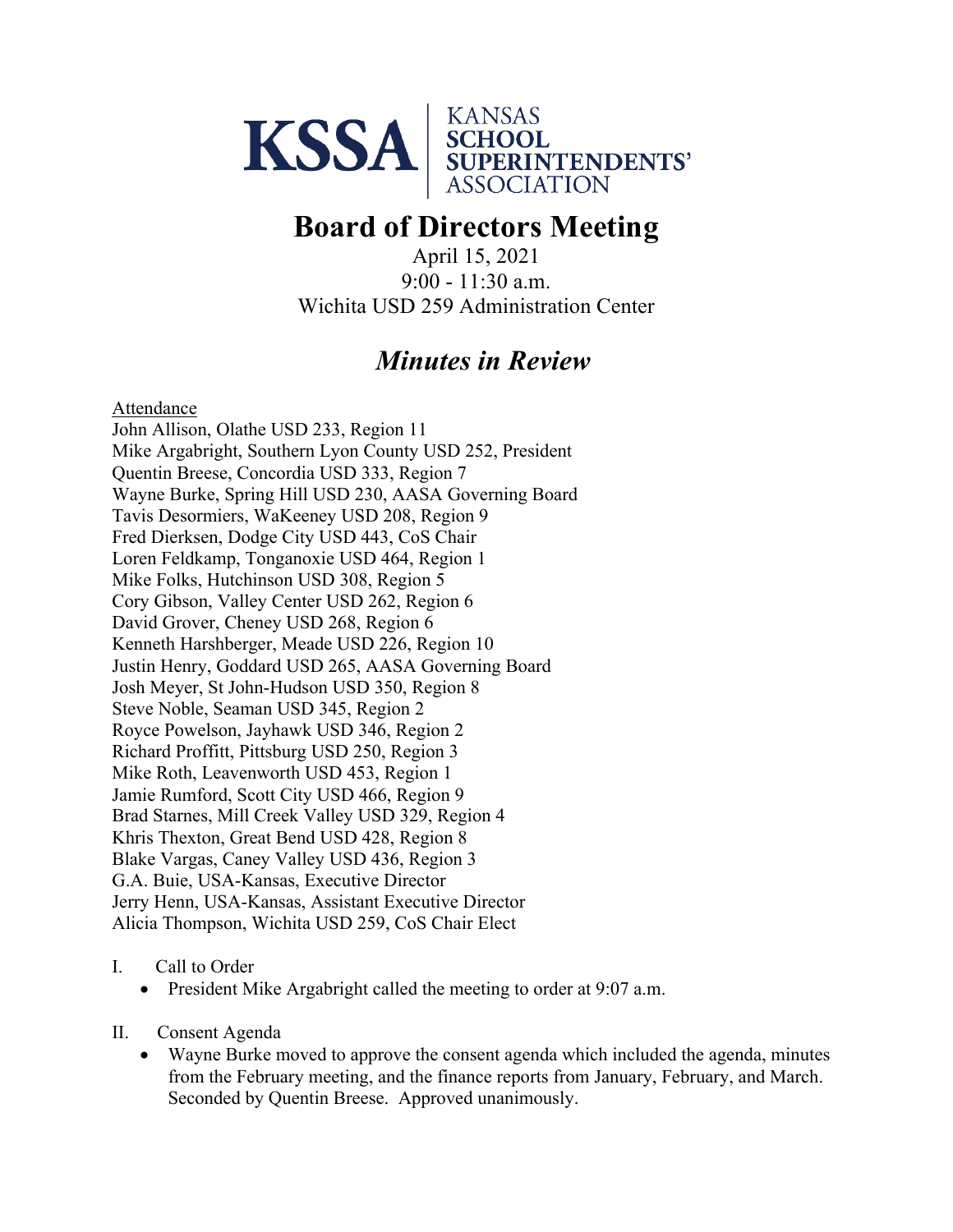KSSA | KANSAS SCHOOL SUPERINTENDENTS' ASSOCIATION

# Board of Directors Meeting

April 15, 2021
9:00 - 11:30 a.m.
Wichita USD 259 Administration Center

## *Minutes in Review*

<u>Attendance</u>
John Allison, Olathe USD 233, Region 11
Mike Argabright, Southern Lyon County USD 252, President
Quentin Breese, Concordia USD 333, Region 7
Wayne Burke, Spring Hill USD 230, AASA Governing Board
Tavis Desormiers, WaKeeney USD 208, Region 9
Fred Dierksen, Dodge City USD 443, CoS Chair
Loren Feldkamp, Tonganoxie USD 464, Region 1
Mike Folks, Hutchinson USD 308, Region 5
Cory Gibson, Valley Center USD 262, Region 6
David Grover, Cheney USD 268, Region 6
Kenneth Harshberger, Meade USD 226, Region 10
Justin Henry, Goddard USD 265, AASA Governing Board
Josh Meyer, St John-Hudson USD 350, Region 8
Steve Noble, Seaman USD 345, Region 2
Royce Powelson, Jayhawk USD 346, Region 2
Richard Proffitt, Pittsburg USD 250, Region 3
Mike Roth, Leavenworth USD 453, Region 1
Jamie Rumford, Scott City USD 466, Region 9
Brad Starnes, Mill Creek Valley USD 329, Region 4
Khris Thexton, Great Bend USD 428, Region 8
Blake Vargas, Caney Valley USD 436, Region 3
G.A. Buie, USA-Kansas, Executive Director
Jerry Henn, USA-Kansas, Assistant Executive Director
Alicia Thompson, Wichita USD 259, CoS Chair Elect

I. Call to Order
- President Mike Argabright called the meeting to order at 9:07 a.m.

II. Consent Agenda
- Wayne Burke moved to approve the consent agenda which included the agenda, minutes from the February meeting, and the finance reports from January, February, and March. Seconded by Quentin Breese. Approved unanimously.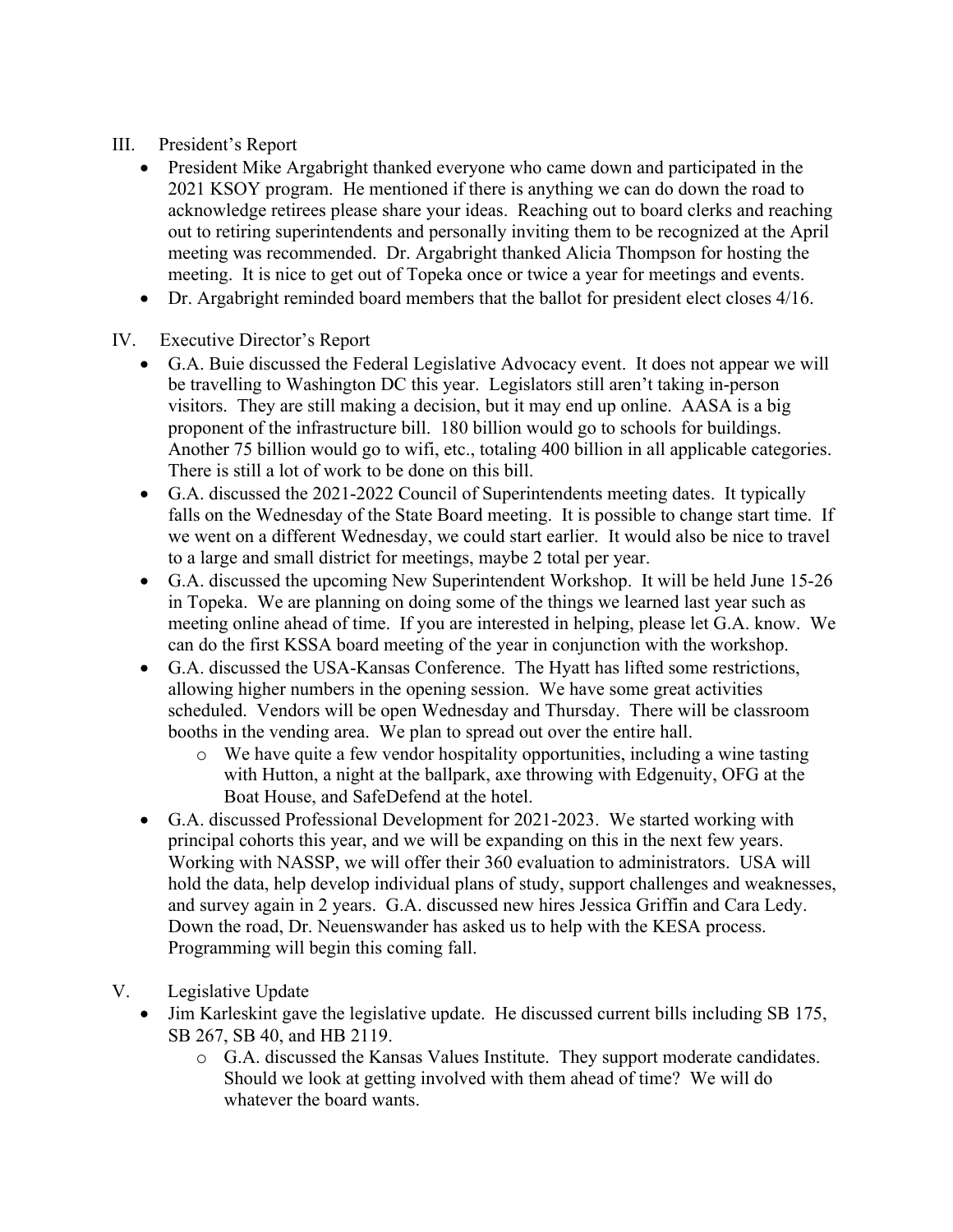III. President's Report

- President Mike Argabright thanked everyone who came down and participated in the 2021 KSOY program. He mentioned if there is anything we can do down the road to acknowledge retirees please share your ideas. Reaching out to board clerks and reaching out to retiring superintendents and personally inviting them to be recognized at the April meeting was recommended. Dr. Argabright thanked Alicia Thompson for hosting the meeting. It is nice to get out of Topeka once or twice a year for meetings and events.
- Dr. Argabright reminded board members that the ballot for president elect closes 4/16.

IV. Executive Director's Report

- G.A. Buie discussed the Federal Legislative Advocacy event. It does not appear we will be travelling to Washington DC this year. Legislators still aren't taking in-person visitors. They are still making a decision, but it may end up online. AASA is a big proponent of the infrastructure bill. 180 billion would go to schools for buildings. Another 75 billion would go to wifi, etc., totaling 400 billion in all applicable categories. There is still a lot of work to be done on this bill.
- G.A. discussed the 2021-2022 Council of Superintendents meeting dates. It typically falls on the Wednesday of the State Board meeting. It is possible to change start time. If we went on a different Wednesday, we could start earlier. It would also be nice to travel to a large and small district for meetings, maybe 2 total per year.
- G.A. discussed the upcoming New Superintendent Workshop. It will be held June 15-26 in Topeka. We are planning on doing some of the things we learned last year such as meeting online ahead of time. If you are interested in helping, please let G.A. know. We can do the first KSSA board meeting of the year in conjunction with the workshop.
- G.A. discussed the USA-Kansas Conference. The Hyatt has lifted some restrictions, allowing higher numbers in the opening session. We have some great activities scheduled. Vendors will be open Wednesday and Thursday. There will be classroom booths in the vending area. We plan to spread out over the entire hall.
    - We have quite a few vendor hospitality opportunities, including a wine tasting with Hutton, a night at the ballpark, axe throwing with Edgenuity, OFG at the Boat House, and SafeDefend at the hotel.
- G.A. discussed Professional Development for 2021-2023. We started working with principal cohorts this year, and we will be expanding on this in the next few years. Working with NASSP, we will offer their 360 evaluation to administrators. USA will hold the data, help develop individual plans of study, support challenges and weaknesses, and survey again in 2 years. G.A. discussed new hires Jessica Griffin and Cara Ledy. Down the road, Dr. Neuenswander has asked us to help with the KESA process. Programming will begin this coming fall.

V. Legislative Update

- Jim Karleskint gave the legislative update. He discussed current bills including SB 175, SB 267, SB 40, and HB 2119.
    - G.A. discussed the Kansas Values Institute. They support moderate candidates. Should we look at getting involved with them ahead of time? We will do whatever the board wants.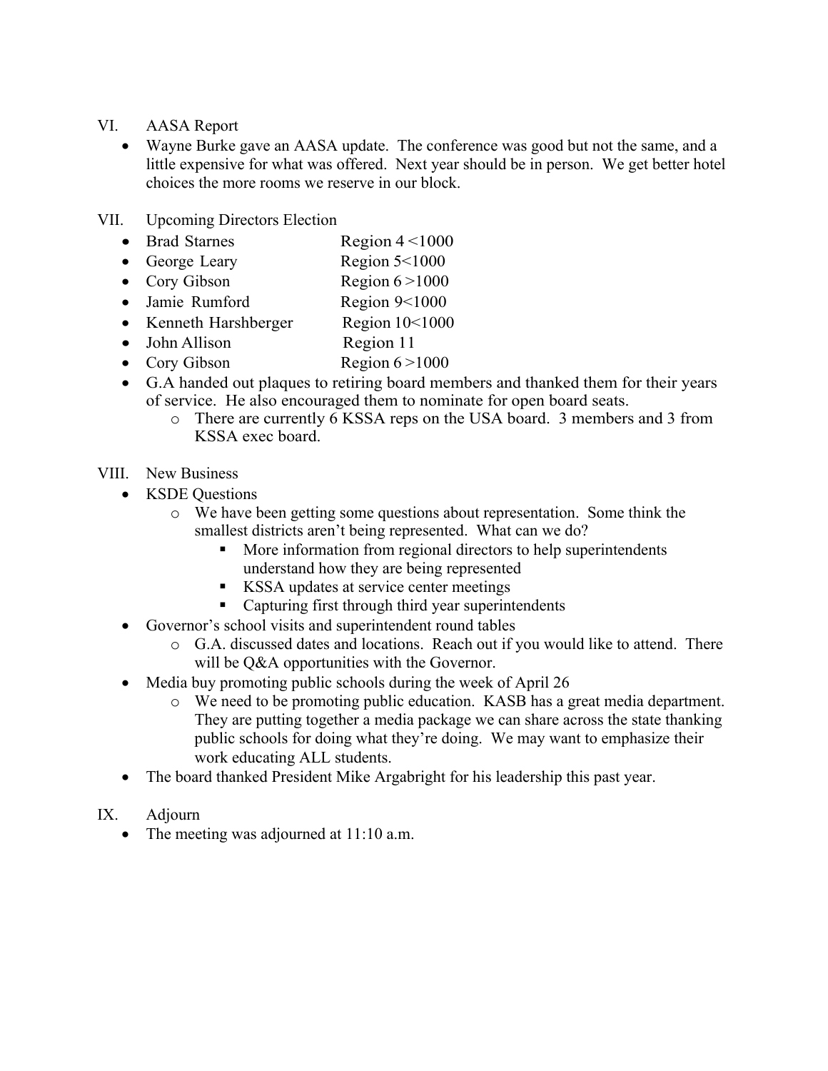VI. AASA Report

- Wayne Burke gave an AASA update. The conference was good but not the same, and a little expensive for what was offered. Next year should be in person. We get better hotel choices the more rooms we reserve in our block.

VII. Upcoming Directors Election

- Brad Starnes Region 4 <1000
- George Leary Region 5<1000
- Cory Gibson Region 6 >1000
- Jamie Rumford Region 9<1000
- Kenneth Harshberger Region 10<1000
- John Allison Region 11
- Cory Gibson Region 6 >1000
- G.A handed out plaques to retiring board members and thanked them for their years of service. He also encouraged them to nominate for open board seats.
  - There are currently 6 KSSA reps on the USA board. 3 members and 3 from KSSA exec board.

VIII. New Business

- KSDE Questions
  - We have been getting some questions about representation. Some think the smallest districts aren't being represented. What can we do?
    - More information from regional directors to help superintendents understand how they are being represented
    - KSSA updates at service center meetings
    - Capturing first through third year superintendents
- Governor's school visits and superintendent round tables
  - G.A. discussed dates and locations. Reach out if you would like to attend. There will be Q&A opportunities with the Governor.
- Media buy promoting public schools during the week of April 26
  - We need to be promoting public education. KASB has a great media department. They are putting together a media package we can share across the state thanking public schools for doing what they're doing. We may want to emphasize their work educating ALL students.
- The board thanked President Mike Argabright for his leadership this past year.

IX. Adjourn

- The meeting was adjourned at 11:10 a.m.